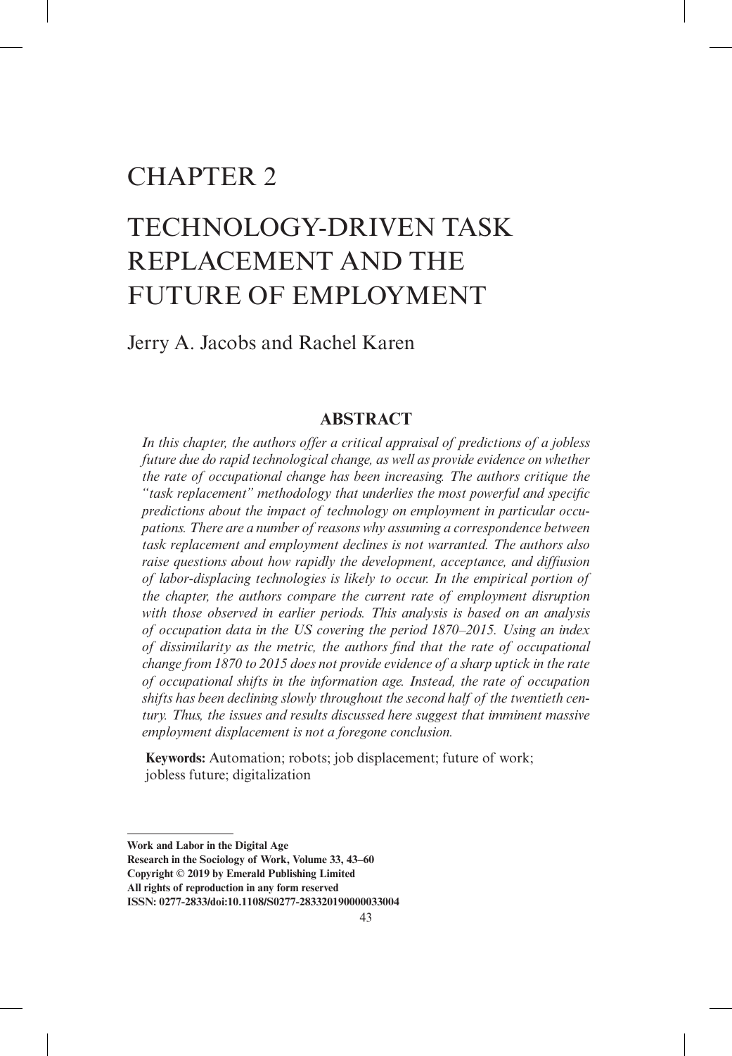# CHAPTER 2

# TECHNOLOGY-DRIVEN TASK REPLACEMENT AND THE FUTURE OF EMPLOYMENT

Jerry A. Jacobs and Rachel Karen

## ABSTRACT

*In this chapter, the authors offer a critical appraisal of predictions of a jobless future due do rapid technological change, as well as provide evidence on whether the rate of occupational change has been increasing. The authors critique the "task replacement" methodology that underlies the most powerful and specific predictions about the impact of technology on employment in particular occupations. There are a number of reasons why assuming a correspondence between task replacement and employment declines is not warranted. The authors also raise questions about how rapidly the development, acceptance, and diffusion of labor-displacing technologies is likely to occur. In the empirical portion of the chapter, the authors compare the current rate of employment disruption with those observed in earlier periods. This analysis is based on an analysis of occupation data in the US covering the period 1870–2015. Using an index of dissimilarity as the metric, the authors find that the rate of occupational change from 1870 to 2015 does not provide evidence of a sharp uptick in the rate of occupational shifts in the information age. Instead, the rate of occupation shifts has been declining slowly throughout the second half of the twentieth century. Thus, the issues and results discussed here suggest that imminent massive employment displacement is not a foregone conclusion.*

**Keywords:** Automation; robots; job displacement; future of work; jobless future; digitalization

**Work and Labor in the Digital Age**
**Research in the Sociology of Work, Volume 33, 43–60**
**Copyright © 2019 by Emerald Publishing Limited**
**All rights of reproduction in any form reserved**
**ISSN: 0277-2833/doi:10.1108/S0277-283320190000033004**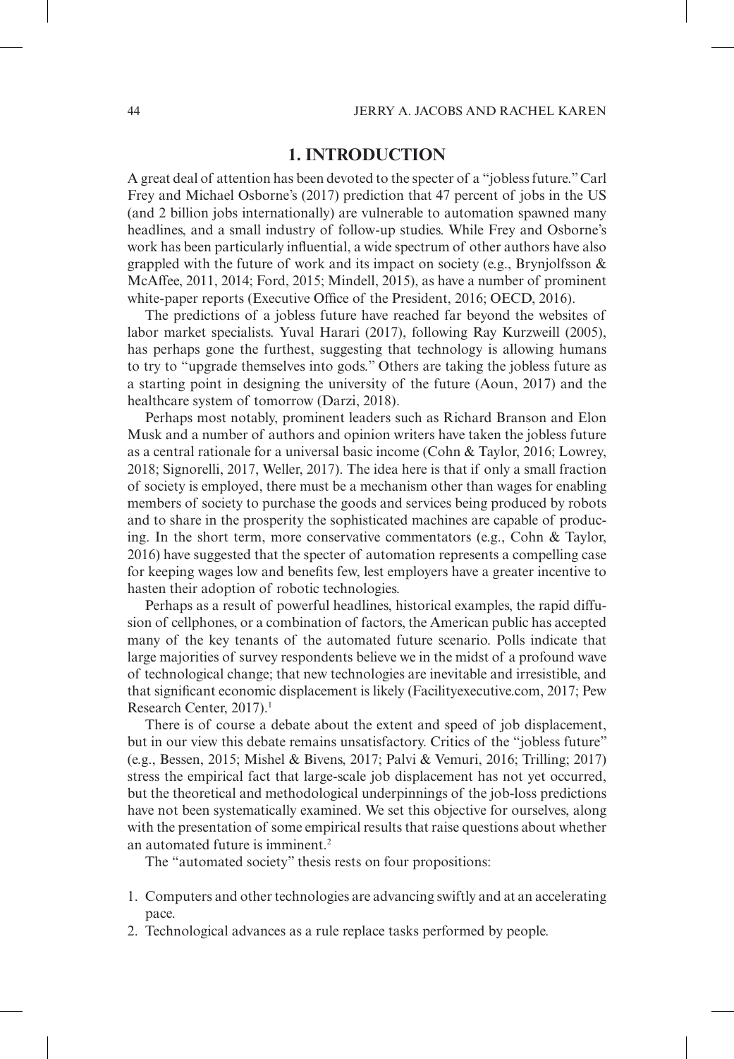## 1. INTRODUCTION

A great deal of attention has been devoted to the specter of a "jobless future." Carl Frey and Michael Osborne's (2017) prediction that 47 percent of jobs in the US (and 2 billion jobs internationally) are vulnerable to automation spawned many headlines, and a small industry of follow-up studies. While Frey and Osborne's work has been particularly influential, a wide spectrum of other authors have also grappled with the future of work and its impact on society (e.g., Brynjolfsson & McAffee, 2011, 2014; Ford, 2015; Mindell, 2015), as have a number of prominent white-paper reports (Executive Office of the President, 2016; OECD, 2016).

The predictions of a jobless future have reached far beyond the websites of labor market specialists. Yuval Harari (2017), following Ray Kurzweill (2005), has perhaps gone the furthest, suggesting that technology is allowing humans to try to "upgrade themselves into gods." Others are taking the jobless future as a starting point in designing the university of the future (Aoun, 2017) and the healthcare system of tomorrow (Darzi, 2018).

Perhaps most notably, prominent leaders such as Richard Branson and Elon Musk and a number of authors and opinion writers have taken the jobless future as a central rationale for a universal basic income (Cohn & Taylor, 2016; Lowrey, 2018; Signorelli, 2017, Weller, 2017). The idea here is that if only a small fraction of society is employed, there must be a mechanism other than wages for enabling members of society to purchase the goods and services being produced by robots and to share in the prosperity the sophisticated machines are capable of producing. In the short term, more conservative commentators (e.g., Cohn & Taylor, 2016) have suggested that the specter of automation represents a compelling case for keeping wages low and benefits few, lest employers have a greater incentive to hasten their adoption of robotic technologies.

Perhaps as a result of powerful headlines, historical examples, the rapid diffusion of cellphones, or a combination of factors, the American public has accepted many of the key tenants of the automated future scenario. Polls indicate that large majorities of survey respondents believe we in the midst of a profound wave of technological change; that new technologies are inevitable and irresistible, and that significant economic displacement is likely (Facilityexecutive.com, 2017; Pew Research Center, 2017).[1]

There is of course a debate about the extent and speed of job displacement, but in our view this debate remains unsatisfactory. Critics of the "jobless future" (e.g., Bessen, 2015; Mishel & Bivens, 2017; Palvi & Vemuri, 2016; Trilling; 2017) stress the empirical fact that large-scale job displacement has not yet occurred, but the theoretical and methodological underpinnings of the job-loss predictions have not been systematically examined. We set this objective for ourselves, along with the presentation of some empirical results that raise questions about whether an automated future is imminent.[2]

The "automated society" thesis rests on four propositions:

1. Computers and other technologies are advancing swiftly and at an accelerating pace.
2. Technological advances as a rule replace tasks performed by people.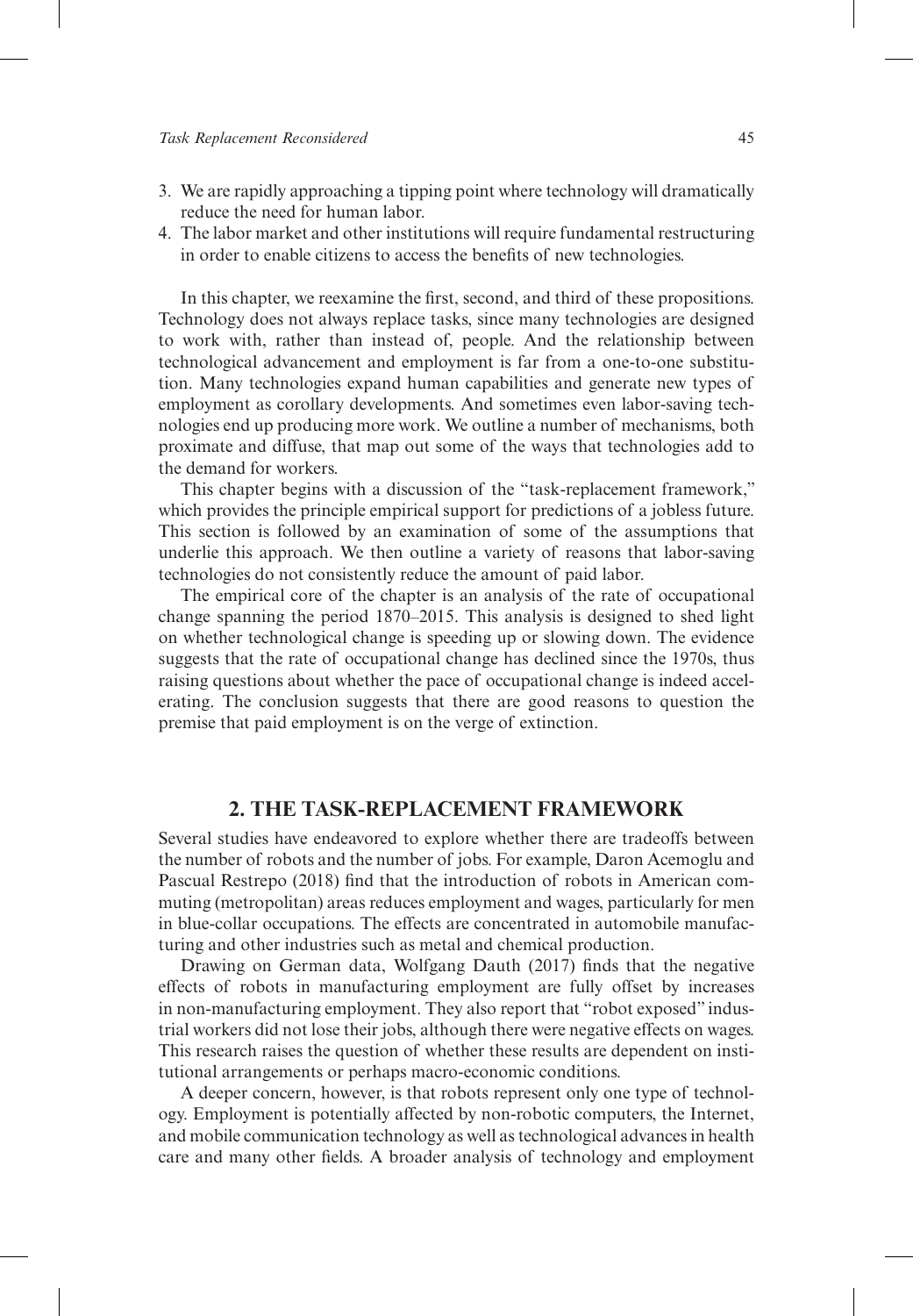3. We are rapidly approaching a tipping point where technology will dramatically reduce the need for human labor.
4. The labor market and other institutions will require fundamental restructuring in order to enable citizens to access the benefits of new technologies.

In this chapter, we reexamine the first, second, and third of these propositions. Technology does not always replace tasks, since many technologies are designed to work with, rather than instead of, people. And the relationship between technological advancement and employment is far from a one-to-one substitution. Many technologies expand human capabilities and generate new types of employment as corollary developments. And sometimes even labor-saving technologies end up producing more work. We outline a number of mechanisms, both proximate and diffuse, that map out some of the ways that technologies add to the demand for workers.

This chapter begins with a discussion of the "task-replacement framework," which provides the principle empirical support for predictions of a jobless future. This section is followed by an examination of some of the assumptions that underlie this approach. We then outline a variety of reasons that labor-saving technologies do not consistently reduce the amount of paid labor.

The empirical core of the chapter is an analysis of the rate of occupational change spanning the period 1870–2015. This analysis is designed to shed light on whether technological change is speeding up or slowing down. The evidence suggests that the rate of occupational change has declined since the 1970s, thus raising questions about whether the pace of occupational change is indeed accelerating. The conclusion suggests that there are good reasons to question the premise that paid employment is on the verge of extinction.

## 2. THE TASK-REPLACEMENT FRAMEWORK

Several studies have endeavored to explore whether there are tradeoffs between the number of robots and the number of jobs. For example, Daron Acemoglu and Pascual Restrepo (2018) find that the introduction of robots in American commuting (metropolitan) areas reduces employment and wages, particularly for men in blue-collar occupations. The effects are concentrated in automobile manufacturing and other industries such as metal and chemical production.

Drawing on German data, Wolfgang Dauth (2017) finds that the negative effects of robots in manufacturing employment are fully offset by increases in non-manufacturing employment. They also report that "robot exposed" industrial workers did not lose their jobs, although there were negative effects on wages. This research raises the question of whether these results are dependent on institutional arrangements or perhaps macro-economic conditions.

A deeper concern, however, is that robots represent only one type of technology. Employment is potentially affected by non-robotic computers, the Internet, and mobile communication technology as well as technological advances in health care and many other fields. A broader analysis of technology and employment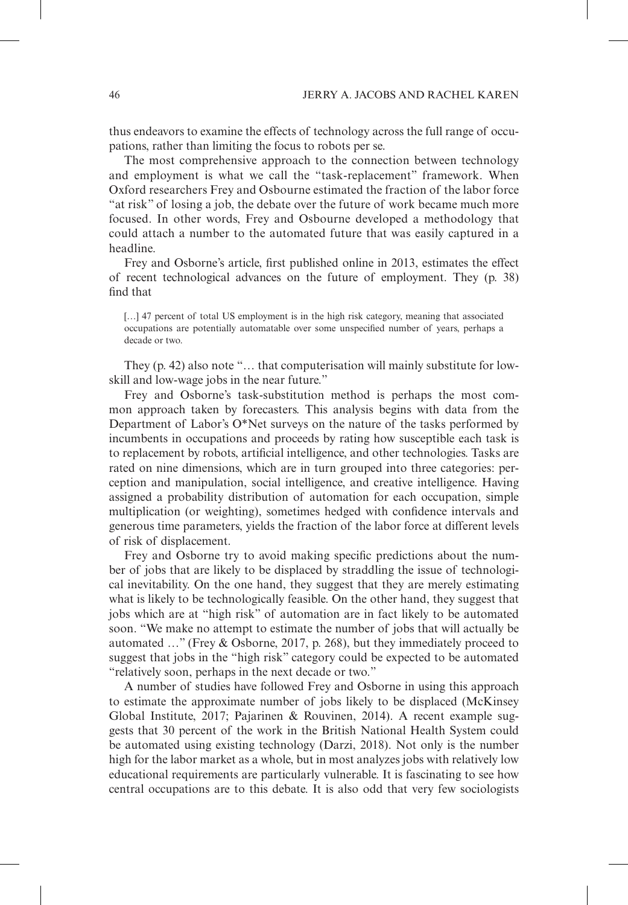thus endeavors to examine the effects of technology across the full range of occupations, rather than limiting the focus to robots per se.

The most comprehensive approach to the connection between technology and employment is what we call the "task-replacement" framework. When Oxford researchers Frey and Osbourne estimated the fraction of the labor force "at risk" of losing a job, the debate over the future of work became much more focused. In other words, Frey and Osbourne developed a methodology that could attach a number to the automated future that was easily captured in a headline.

Frey and Osborne's article, first published online in 2013, estimates the effect of recent technological advances on the future of employment. They (p. 38) find that

> […] 47 percent of total US employment is in the high risk category, meaning that associated occupations are potentially automatable over some unspecified number of years, perhaps a decade or two.

They (p. 42) also note "… that computerisation will mainly substitute for low-skill and low-wage jobs in the near future."

Frey and Osborne's task-substitution method is perhaps the most common approach taken by forecasters. This analysis begins with data from the Department of Labor's O*Net surveys on the nature of the tasks performed by incumbents in occupations and proceeds by rating how susceptible each task is to replacement by robots, artificial intelligence, and other technologies. Tasks are rated on nine dimensions, which are in turn grouped into three categories: perception and manipulation, social intelligence, and creative intelligence. Having assigned a probability distribution of automation for each occupation, simple multiplication (or weighting), sometimes hedged with confidence intervals and generous time parameters, yields the fraction of the labor force at different levels of risk of displacement.

Frey and Osborne try to avoid making specific predictions about the number of jobs that are likely to be displaced by straddling the issue of technological inevitability. On the one hand, they suggest that they are merely estimating what is likely to be technologically feasible. On the other hand, they suggest that jobs which are at "high risk" of automation are in fact likely to be automated soon. "We make no attempt to estimate the number of jobs that will actually be automated …" (Frey & Osborne, 2017, p. 268), but they immediately proceed to suggest that jobs in the "high risk" category could be expected to be automated "relatively soon, perhaps in the next decade or two."

A number of studies have followed Frey and Osborne in using this approach to estimate the approximate number of jobs likely to be displaced (McKinsey Global Institute, 2017; Pajarinen & Rouvinen, 2014). A recent example suggests that 30 percent of the work in the British National Health System could be automated using existing technology (Darzi, 2018). Not only is the number high for the labor market as a whole, but in most analyzes jobs with relatively low educational requirements are particularly vulnerable. It is fascinating to see how central occupations are to this debate. It is also odd that very few sociologists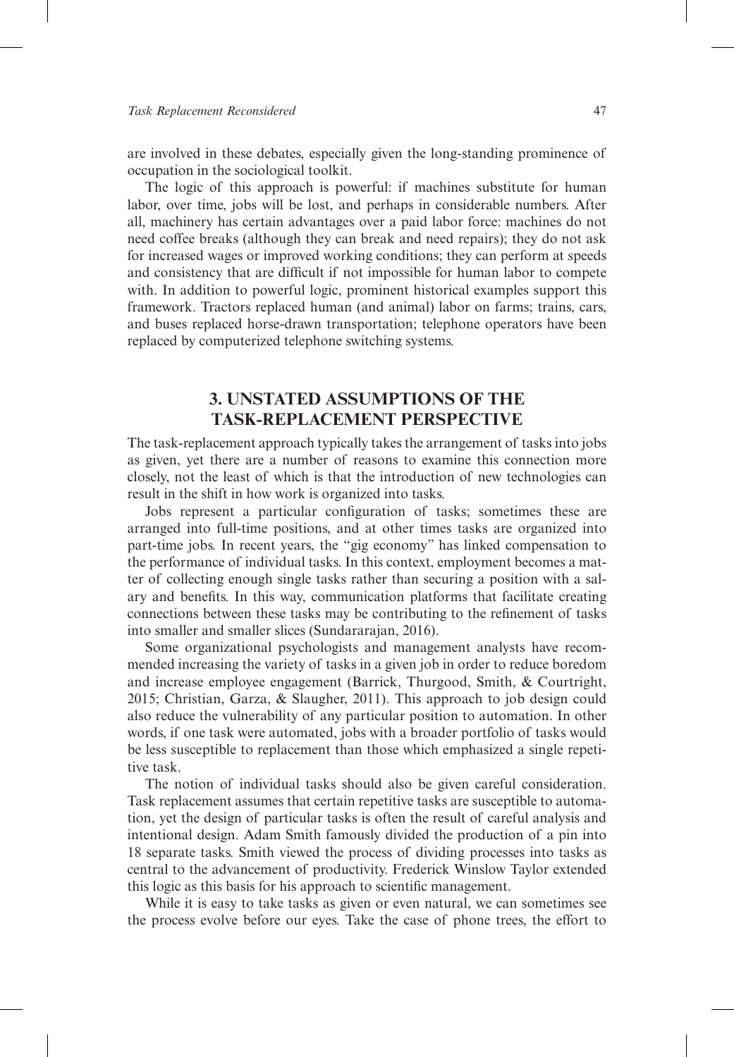are involved in these debates, especially given the long-standing prominence of occupation in the sociological toolkit.

The logic of this approach is powerful: if machines substitute for human labor, over time, jobs will be lost, and perhaps in considerable numbers. After all, machinery has certain advantages over a paid labor force: machines do not need coffee breaks (although they can break and need repairs); they do not ask for increased wages or improved working conditions; they can perform at speeds and consistency that are difficult if not impossible for human labor to compete with. In addition to powerful logic, prominent historical examples support this framework. Tractors replaced human (and animal) labor on farms; trains, cars, and buses replaced horse-drawn transportation; telephone operators have been replaced by computerized telephone switching systems.

## 3. UNSTATED ASSUMPTIONS OF THE TASK-REPLACEMENT PERSPECTIVE

The task-replacement approach typically takes the arrangement of tasks into jobs as given, yet there are a number of reasons to examine this connection more closely, not the least of which is that the introduction of new technologies can result in the shift in how work is organized into tasks.

Jobs represent a particular configuration of tasks; sometimes these are arranged into full-time positions, and at other times tasks are organized into part-time jobs. In recent years, the "gig economy" has linked compensation to the performance of individual tasks. In this context, employment becomes a matter of collecting enough single tasks rather than securing a position with a salary and benefits. In this way, communication platforms that facilitate creating connections between these tasks may be contributing to the refinement of tasks into smaller and smaller slices (Sundararajan, 2016).

Some organizational psychologists and management analysts have recommended increasing the variety of tasks in a given job in order to reduce boredom and increase employee engagement (Barrick, Thurgood, Smith, & Courtright, 2015; Christian, Garza, & Slaugher, 2011). This approach to job design could also reduce the vulnerability of any particular position to automation. In other words, if one task were automated, jobs with a broader portfolio of tasks would be less susceptible to replacement than those which emphasized a single repetitive task.

The notion of individual tasks should also be given careful consideration. Task replacement assumes that certain repetitive tasks are susceptible to automation, yet the design of particular tasks is often the result of careful analysis and intentional design. Adam Smith famously divided the production of a pin into 18 separate tasks. Smith viewed the process of dividing processes into tasks as central to the advancement of productivity. Frederick Winslow Taylor extended this logic as this basis for his approach to scientific management.

While it is easy to take tasks as given or even natural, we can sometimes see the process evolve before our eyes. Take the case of phone trees, the effort to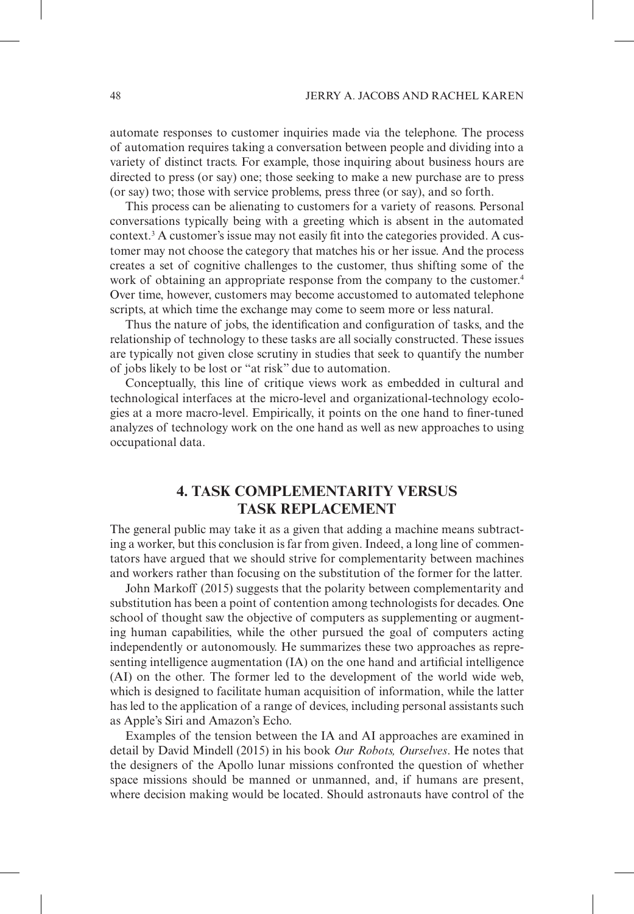automate responses to customer inquiries made via the telephone. The process of automation requires taking a conversation between people and dividing into a variety of distinct tracts. For example, those inquiring about business hours are directed to press (or say) one; those seeking to make a new purchase are to press (or say) two; those with service problems, press three (or say), and so forth.

This process can be alienating to customers for a variety of reasons. Personal conversations typically being with a greeting which is absent in the automated context.[3] A customer's issue may not easily fit into the categories provided. A customer may not choose the category that matches his or her issue. And the process creates a set of cognitive challenges to the customer, thus shifting some of the work of obtaining an appropriate response from the company to the customer.[4] Over time, however, customers may become accustomed to automated telephone scripts, at which time the exchange may come to seem more or less natural.

Thus the nature of jobs, the identification and configuration of tasks, and the relationship of technology to these tasks are all socially constructed. These issues are typically not given close scrutiny in studies that seek to quantify the number of jobs likely to be lost or "at risk" due to automation.

Conceptually, this line of critique views work as embedded in cultural and technological interfaces at the micro-level and organizational-technology ecologies at a more macro-level. Empirically, it points on the one hand to finer-tuned analyzes of technology work on the one hand as well as new approaches to using occupational data.

## 4. TASK COMPLEMENTARITY VERSUS TASK REPLACEMENT

The general public may take it as a given that adding a machine means subtracting a worker, but this conclusion is far from given. Indeed, a long line of commentators have argued that we should strive for complementarity between machines and workers rather than focusing on the substitution of the former for the latter.

John Markoff (2015) suggests that the polarity between complementarity and substitution has been a point of contention among technologists for decades. One school of thought saw the objective of computers as supplementing or augmenting human capabilities, while the other pursued the goal of computers acting independently or autonomously. He summarizes these two approaches as representing intelligence augmentation (IA) on the one hand and artificial intelligence (AI) on the other. The former led to the development of the world wide web, which is designed to facilitate human acquisition of information, while the latter has led to the application of a range of devices, including personal assistants such as Apple's Siri and Amazon's Echo.

Examples of the tension between the IA and AI approaches are examined in detail by David Mindell (2015) in his book *Our Robots, Ourselves*. He notes that the designers of the Apollo lunar missions confronted the question of whether space missions should be manned or unmanned, and, if humans are present, where decision making would be located. Should astronauts have control of the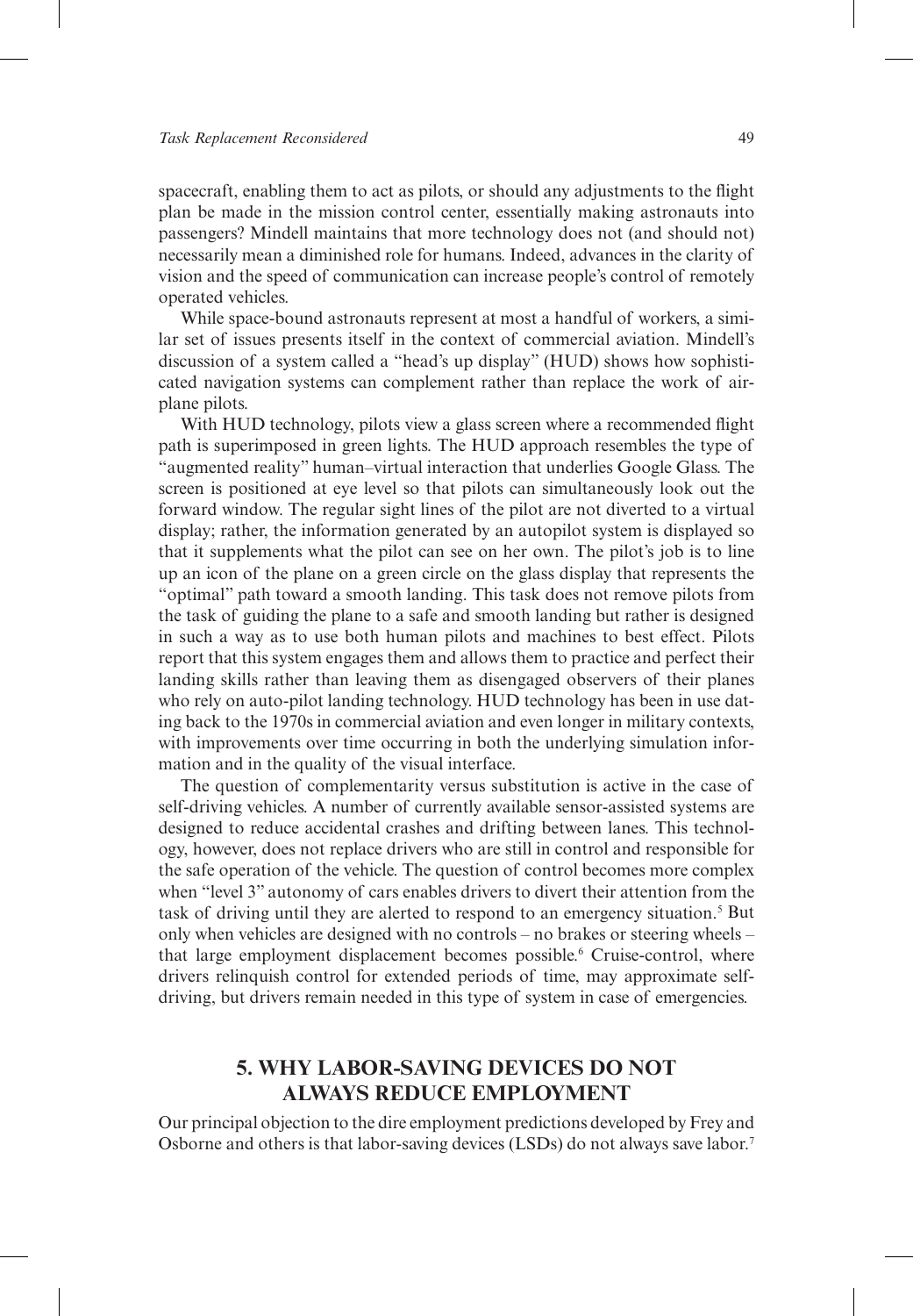spacecraft, enabling them to act as pilots, or should any adjustments to the flight plan be made in the mission control center, essentially making astronauts into passengers? Mindell maintains that more technology does not (and should not) necessarily mean a diminished role for humans. Indeed, advances in the clarity of vision and the speed of communication can increase people's control of remotely operated vehicles.

While space-bound astronauts represent at most a handful of workers, a similar set of issues presents itself in the context of commercial aviation. Mindell's discussion of a system called a "head's up display" (HUD) shows how sophisticated navigation systems can complement rather than replace the work of airplane pilots.

With HUD technology, pilots view a glass screen where a recommended flight path is superimposed in green lights. The HUD approach resembles the type of "augmented reality" human–virtual interaction that underlies Google Glass. The screen is positioned at eye level so that pilots can simultaneously look out the forward window. The regular sight lines of the pilot are not diverted to a virtual display; rather, the information generated by an autopilot system is displayed so that it supplements what the pilot can see on her own. The pilot's job is to line up an icon of the plane on a green circle on the glass display that represents the "optimal" path toward a smooth landing. This task does not remove pilots from the task of guiding the plane to a safe and smooth landing but rather is designed in such a way as to use both human pilots and machines to best effect. Pilots report that this system engages them and allows them to practice and perfect their landing skills rather than leaving them as disengaged observers of their planes who rely on auto-pilot landing technology. HUD technology has been in use dating back to the 1970s in commercial aviation and even longer in military contexts, with improvements over time occurring in both the underlying simulation information and in the quality of the visual interface.

The question of complementarity versus substitution is active in the case of self-driving vehicles. A number of currently available sensor-assisted systems are designed to reduce accidental crashes and drifting between lanes. This technology, however, does not replace drivers who are still in control and responsible for the safe operation of the vehicle. The question of control becomes more complex when "level 3" autonomy of cars enables drivers to divert their attention from the task of driving until they are alerted to respond to an emergency situation.[5] But only when vehicles are designed with no controls – no brakes or steering wheels – that large employment displacement becomes possible.[6] Cruise-control, where drivers relinquish control for extended periods of time, may approximate self-driving, but drivers remain needed in this type of system in case of emergencies.

## 5. WHY LABOR-SAVING DEVICES DO NOT ALWAYS REDUCE EMPLOYMENT

Our principal objection to the dire employment predictions developed by Frey and Osborne and others is that labor-saving devices (LSDs) do not always save labor.[7]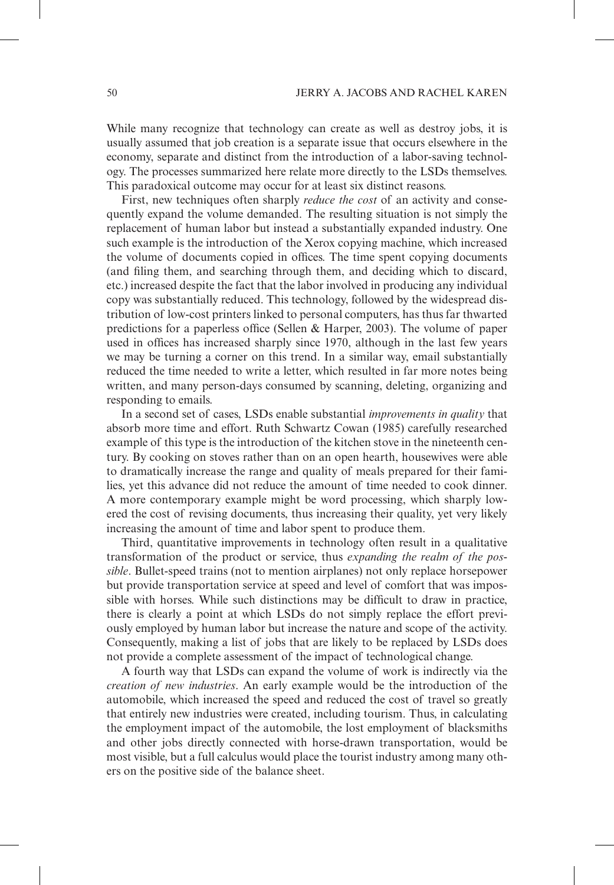While many recognize that technology can create as well as destroy jobs, it is usually assumed that job creation is a separate issue that occurs elsewhere in the economy, separate and distinct from the introduction of a labor-saving technology. The processes summarized here relate more directly to the LSDs themselves. This paradoxical outcome may occur for at least six distinct reasons.

First, new techniques often sharply *reduce the cost* of an activity and consequently expand the volume demanded. The resulting situation is not simply the replacement of human labor but instead a substantially expanded industry. One such example is the introduction of the Xerox copying machine, which increased the volume of documents copied in offices. The time spent copying documents (and filing them, and searching through them, and deciding which to discard, etc.) increased despite the fact that the labor involved in producing any individual copy was substantially reduced. This technology, followed by the widespread distribution of low-cost printers linked to personal computers, has thus far thwarted predictions for a paperless office (Sellen & Harper, 2003). The volume of paper used in offices has increased sharply since 1970, although in the last few years we may be turning a corner on this trend. In a similar way, email substantially reduced the time needed to write a letter, which resulted in far more notes being written, and many person-days consumed by scanning, deleting, organizing and responding to emails.

In a second set of cases, LSDs enable substantial *improvements in quality* that absorb more time and effort. Ruth Schwartz Cowan (1985) carefully researched example of this type is the introduction of the kitchen stove in the nineteenth century. By cooking on stoves rather than on an open hearth, housewives were able to dramatically increase the range and quality of meals prepared for their families, yet this advance did not reduce the amount of time needed to cook dinner. A more contemporary example might be word processing, which sharply lowered the cost of revising documents, thus increasing their quality, yet very likely increasing the amount of time and labor spent to produce them.

Third, quantitative improvements in technology often result in a qualitative transformation of the product or service, thus *expanding the realm of the possible*. Bullet-speed trains (not to mention airplanes) not only replace horsepower but provide transportation service at speed and level of comfort that was impossible with horses. While such distinctions may be difficult to draw in practice, there is clearly a point at which LSDs do not simply replace the effort previously employed by human labor but increase the nature and scope of the activity. Consequently, making a list of jobs that are likely to be replaced by LSDs does not provide a complete assessment of the impact of technological change.

A fourth way that LSDs can expand the volume of work is indirectly via the *creation of new industries*. An early example would be the introduction of the automobile, which increased the speed and reduced the cost of travel so greatly that entirely new industries were created, including tourism. Thus, in calculating the employment impact of the automobile, the lost employment of blacksmiths and other jobs directly connected with horse-drawn transportation, would be most visible, but a full calculus would place the tourist industry among many others on the positive side of the balance sheet.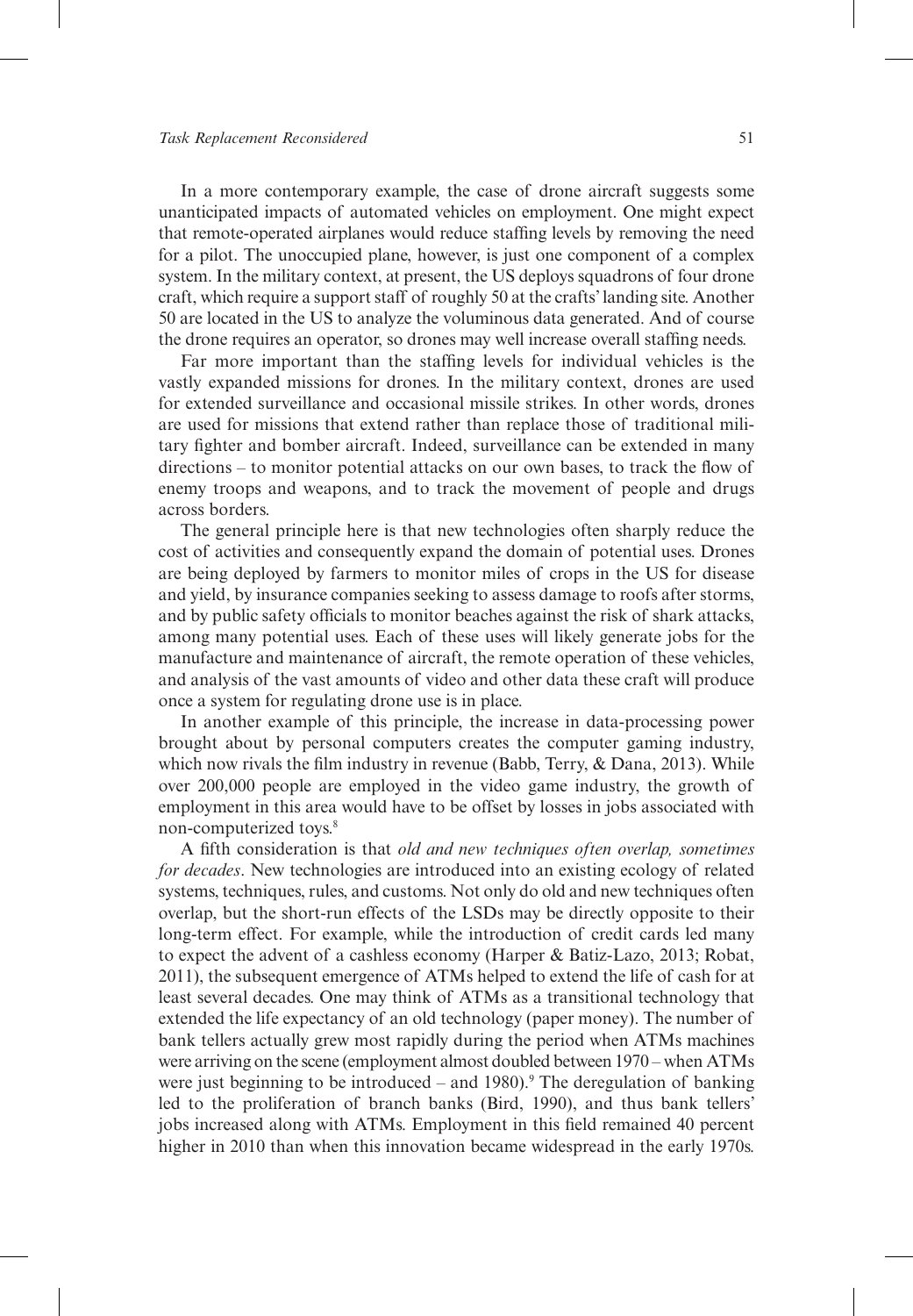In a more contemporary example, the case of drone aircraft suggests some unanticipated impacts of automated vehicles on employment. One might expect that remote-operated airplanes would reduce staffing levels by removing the need for a pilot. The unoccupied plane, however, is just one component of a complex system. In the military context, at present, the US deploys squadrons of four drone craft, which require a support staff of roughly 50 at the crafts' landing site. Another 50 are located in the US to analyze the voluminous data generated. And of course the drone requires an operator, so drones may well increase overall staffing needs.

Far more important than the staffing levels for individual vehicles is the vastly expanded missions for drones. In the military context, drones are used for extended surveillance and occasional missile strikes. In other words, drones are used for missions that extend rather than replace those of traditional military fighter and bomber aircraft. Indeed, surveillance can be extended in many directions – to monitor potential attacks on our own bases, to track the flow of enemy troops and weapons, and to track the movement of people and drugs across borders.

The general principle here is that new technologies often sharply reduce the cost of activities and consequently expand the domain of potential uses. Drones are being deployed by farmers to monitor miles of crops in the US for disease and yield, by insurance companies seeking to assess damage to roofs after storms, and by public safety officials to monitor beaches against the risk of shark attacks, among many potential uses. Each of these uses will likely generate jobs for the manufacture and maintenance of aircraft, the remote operation of these vehicles, and analysis of the vast amounts of video and other data these craft will produce once a system for regulating drone use is in place.

In another example of this principle, the increase in data-processing power brought about by personal computers creates the computer gaming industry, which now rivals the film industry in revenue (Babb, Terry, & Dana, 2013). While over 200,000 people are employed in the video game industry, the growth of employment in this area would have to be offset by losses in jobs associated with non-computerized toys.[8]

A fifth consideration is that *old and new techniques often overlap, sometimes for decades*. New technologies are introduced into an existing ecology of related systems, techniques, rules, and customs. Not only do old and new techniques often overlap, but the short-run effects of the LSDs may be directly opposite to their long-term effect. For example, while the introduction of credit cards led many to expect the advent of a cashless economy (Harper & Batiz-Lazo, 2013; Robat, 2011), the subsequent emergence of ATMs helped to extend the life of cash for at least several decades. One may think of ATMs as a transitional technology that extended the life expectancy of an old technology (paper money). The number of bank tellers actually grew most rapidly during the period when ATMs machines were arriving on the scene (employment almost doubled between 1970 – when ATMs were just beginning to be introduced – and 1980).[9] The deregulation of banking led to the proliferation of branch banks (Bird, 1990), and thus bank tellers' jobs increased along with ATMs. Employment in this field remained 40 percent higher in 2010 than when this innovation became widespread in the early 1970s.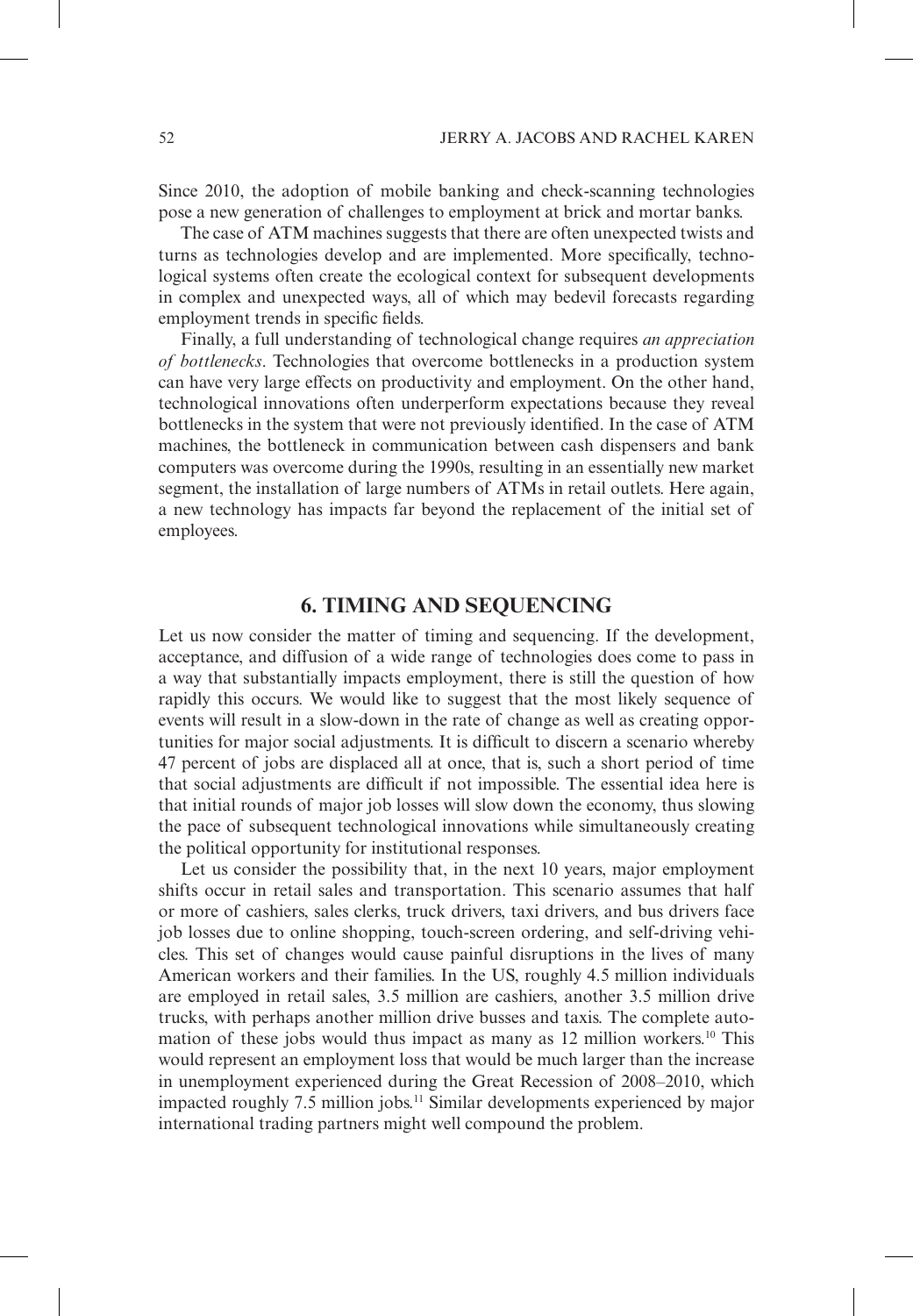Since 2010, the adoption of mobile banking and check-scanning technologies pose a new generation of challenges to employment at brick and mortar banks.

The case of ATM machines suggests that there are often unexpected twists and turns as technologies develop and are implemented. More specifically, technological systems often create the ecological context for subsequent developments in complex and unexpected ways, all of which may bedevil forecasts regarding employment trends in specific fields.

Finally, a full understanding of technological change requires *an appreciation of bottlenecks*. Technologies that overcome bottlenecks in a production system can have very large effects on productivity and employment. On the other hand, technological innovations often underperform expectations because they reveal bottlenecks in the system that were not previously identified. In the case of ATM machines, the bottleneck in communication between cash dispensers and bank computers was overcome during the 1990s, resulting in an essentially new market segment, the installation of large numbers of ATMs in retail outlets. Here again, a new technology has impacts far beyond the replacement of the initial set of employees.

## 6. TIMING AND SEQUENCING

Let us now consider the matter of timing and sequencing. If the development, acceptance, and diffusion of a wide range of technologies does come to pass in a way that substantially impacts employment, there is still the question of how rapidly this occurs. We would like to suggest that the most likely sequence of events will result in a slow-down in the rate of change as well as creating opportunities for major social adjustments. It is difficult to discern a scenario whereby 47 percent of jobs are displaced all at once, that is, such a short period of time that social adjustments are difficult if not impossible. The essential idea here is that initial rounds of major job losses will slow down the economy, thus slowing the pace of subsequent technological innovations while simultaneously creating the political opportunity for institutional responses.

Let us consider the possibility that, in the next 10 years, major employment shifts occur in retail sales and transportation. This scenario assumes that half or more of cashiers, sales clerks, truck drivers, taxi drivers, and bus drivers face job losses due to online shopping, touch-screen ordering, and self-driving vehicles. This set of changes would cause painful disruptions in the lives of many American workers and their families. In the US, roughly 4.5 million individuals are employed in retail sales, 3.5 million are cashiers, another 3.5 million drive trucks, with perhaps another million drive busses and taxis. The complete automation of these jobs would thus impact as many as 12 million workers.[10] This would represent an employment loss that would be much larger than the increase in unemployment experienced during the Great Recession of 2008–2010, which impacted roughly 7.5 million jobs.[11] Similar developments experienced by major international trading partners might well compound the problem.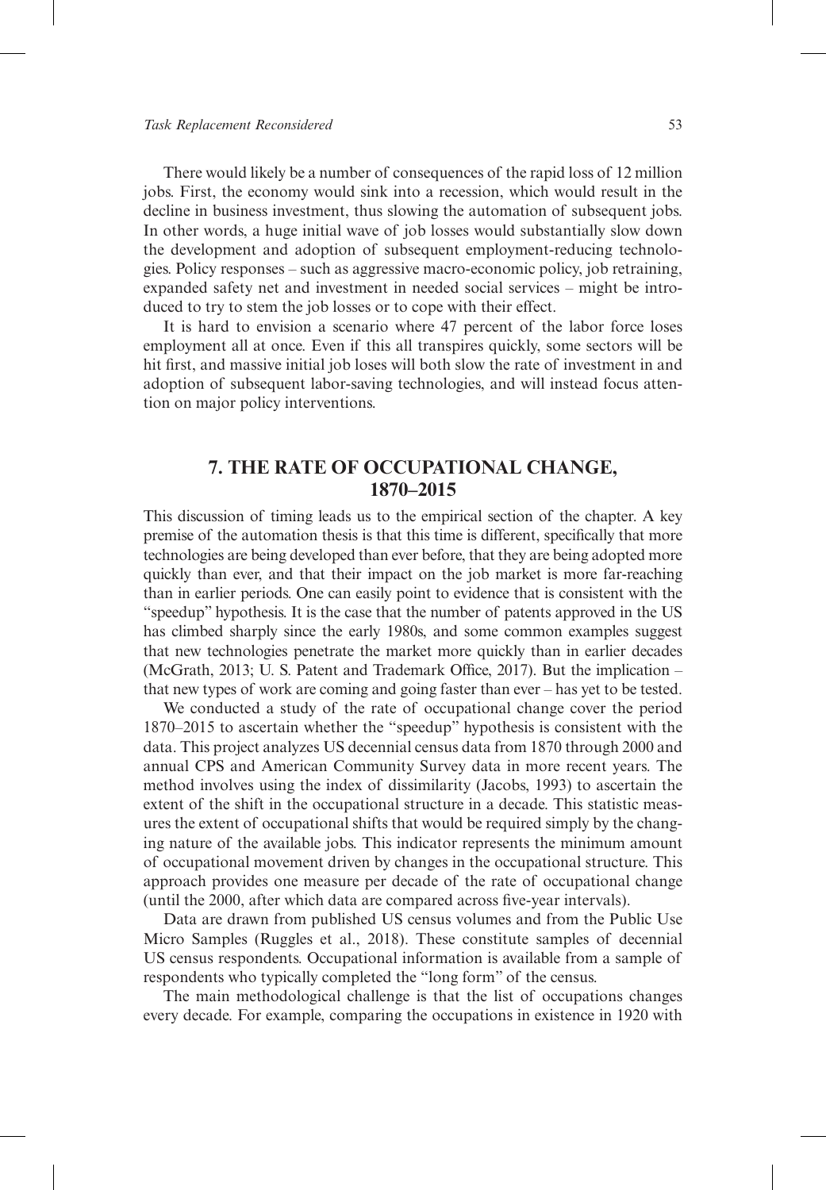There would likely be a number of consequences of the rapid loss of 12 million jobs. First, the economy would sink into a recession, which would result in the decline in business investment, thus slowing the automation of subsequent jobs. In other words, a huge initial wave of job losses would substantially slow down the development and adoption of subsequent employment-reducing technologies. Policy responses – such as aggressive macro-economic policy, job retraining, expanded safety net and investment in needed social services – might be introduced to try to stem the job losses or to cope with their effect.

It is hard to envision a scenario where 47 percent of the labor force loses employment all at once. Even if this all transpires quickly, some sectors will be hit first, and massive initial job loses will both slow the rate of investment in and adoption of subsequent labor-saving technologies, and will instead focus attention on major policy interventions.

## 7. THE RATE OF OCCUPATIONAL CHANGE, 1870–2015

This discussion of timing leads us to the empirical section of the chapter. A key premise of the automation thesis is that this time is different, specifically that more technologies are being developed than ever before, that they are being adopted more quickly than ever, and that their impact on the job market is more far-reaching than in earlier periods. One can easily point to evidence that is consistent with the "speedup" hypothesis. It is the case that the number of patents approved in the US has climbed sharply since the early 1980s, and some common examples suggest that new technologies penetrate the market more quickly than in earlier decades (McGrath, 2013; U. S. Patent and Trademark Office, 2017). But the implication – that new types of work are coming and going faster than ever – has yet to be tested.

We conducted a study of the rate of occupational change cover the period 1870–2015 to ascertain whether the "speedup" hypothesis is consistent with the data. This project analyzes US decennial census data from 1870 through 2000 and annual CPS and American Community Survey data in more recent years. The method involves using the index of dissimilarity (Jacobs, 1993) to ascertain the extent of the shift in the occupational structure in a decade. This statistic measures the extent of occupational shifts that would be required simply by the changing nature of the available jobs. This indicator represents the minimum amount of occupational movement driven by changes in the occupational structure. This approach provides one measure per decade of the rate of occupational change (until the 2000, after which data are compared across five-year intervals).

Data are drawn from published US census volumes and from the Public Use Micro Samples (Ruggles et al., 2018). These constitute samples of decennial US census respondents. Occupational information is available from a sample of respondents who typically completed the "long form" of the census.

The main methodological challenge is that the list of occupations changes every decade. For example, comparing the occupations in existence in 1920 with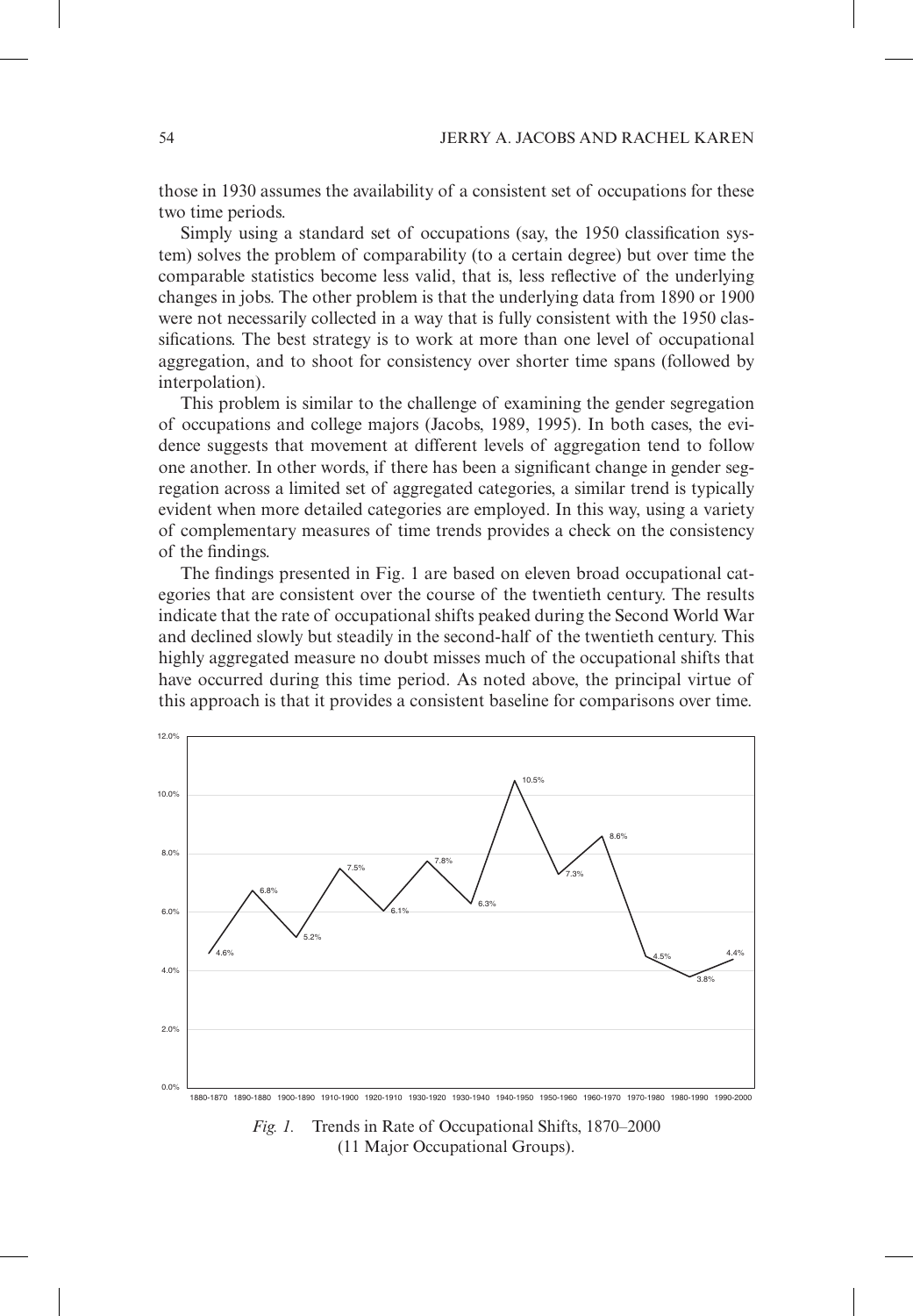those in 1930 assumes the availability of a consistent set of occupations for these two time periods.

Simply using a standard set of occupations (say, the 1950 classification system) solves the problem of comparability (to a certain degree) but over time the comparable statistics become less valid, that is, less reflective of the underlying changes in jobs. The other problem is that the underlying data from 1890 or 1900 were not necessarily collected in a way that is fully consistent with the 1950 classifications. The best strategy is to work at more than one level of occupational aggregation, and to shoot for consistency over shorter time spans (followed by interpolation).

This problem is similar to the challenge of examining the gender segregation of occupations and college majors (Jacobs, 1989, 1995). In both cases, the evidence suggests that movement at different levels of aggregation tend to follow one another. In other words, if there has been a significant change in gender segregation across a limited set of aggregated categories, a similar trend is typically evident when more detailed categories are employed. In this way, using a variety of complementary measures of time trends provides a check on the consistency of the findings.

The findings presented in Fig. 1 are based on eleven broad occupational categories that are consistent over the course of the twentieth century. The results indicate that the rate of occupational shifts peaked during the Second World War and declined slowly but steadily in the second-half of the twentieth century. This highly aggregated measure no doubt misses much of the occupational shifts that have occurred during this time period. As noted above, the principal virtue of this approach is that it provides a consistent baseline for comparisons over time.

| Period | Rate of Occupational Shifts |
|---|---|
| 1880-1870 | 4.6% |
| 1890-1880 | 6.8% |
| 1900-1890 | 5.2% |
| 1910-1900 | 7.5% |
| 1920-1910 | 6.1% |
| 1930-1920 | 7.8% |
| 1930-1940 | 6.3% |
| 1940-1950 | 10.5% |
| 1950-1960 | 7.3% |
| 1960-1970 | 8.6% |
| 1970-1980 | 4.5% |
| 1980-1990 | 3.8% |
| 1990-2000 | 4.4% |

*Fig. 1.* Trends in Rate of Occupational Shifts, 1870–2000 (11 Major Occupational Groups).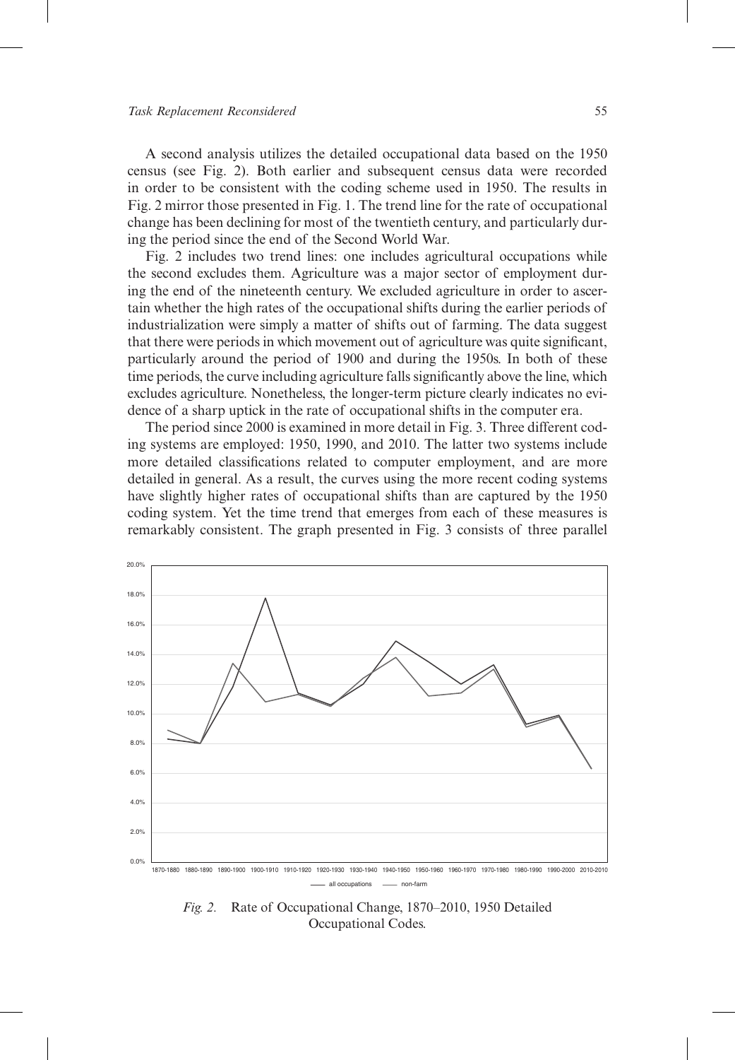A second analysis utilizes the detailed occupational data based on the 1950 census (see Fig. 2). Both earlier and subsequent census data were recorded in order to be consistent with the coding scheme used in 1950. The results in Fig. 2 mirror those presented in Fig. 1. The trend line for the rate of occupational change has been declining for most of the twentieth century, and particularly during the period since the end of the Second World War.

Fig. 2 includes two trend lines: one includes agricultural occupations while the second excludes them. Agriculture was a major sector of employment during the end of the nineteenth century. We excluded agriculture in order to ascertain whether the high rates of the occupational shifts during the earlier periods of industrialization were simply a matter of shifts out of farming. The data suggest that there were periods in which movement out of agriculture was quite significant, particularly around the period of 1900 and during the 1950s. In both of these time periods, the curve including agriculture falls significantly above the line, which excludes agriculture. Nonetheless, the longer-term picture clearly indicates no evidence of a sharp uptick in the rate of occupational shifts in the computer era.

The period since 2000 is examined in more detail in Fig. 3. Three different coding systems are employed: 1950, 1990, and 2010. The latter two systems include more detailed classifications related to computer employment, and are more detailed in general. As a result, the curves using the more recent coding systems have slightly higher rates of occupational shifts than are captured by the 1950 coding system. Yet the time trend that emerges from each of these measures is remarkably consistent. The graph presented in Fig. 3 consists of three parallel

*Fig. 2.* Rate of Occupational Change, 1870–2010, 1950 Detailed Occupational Codes.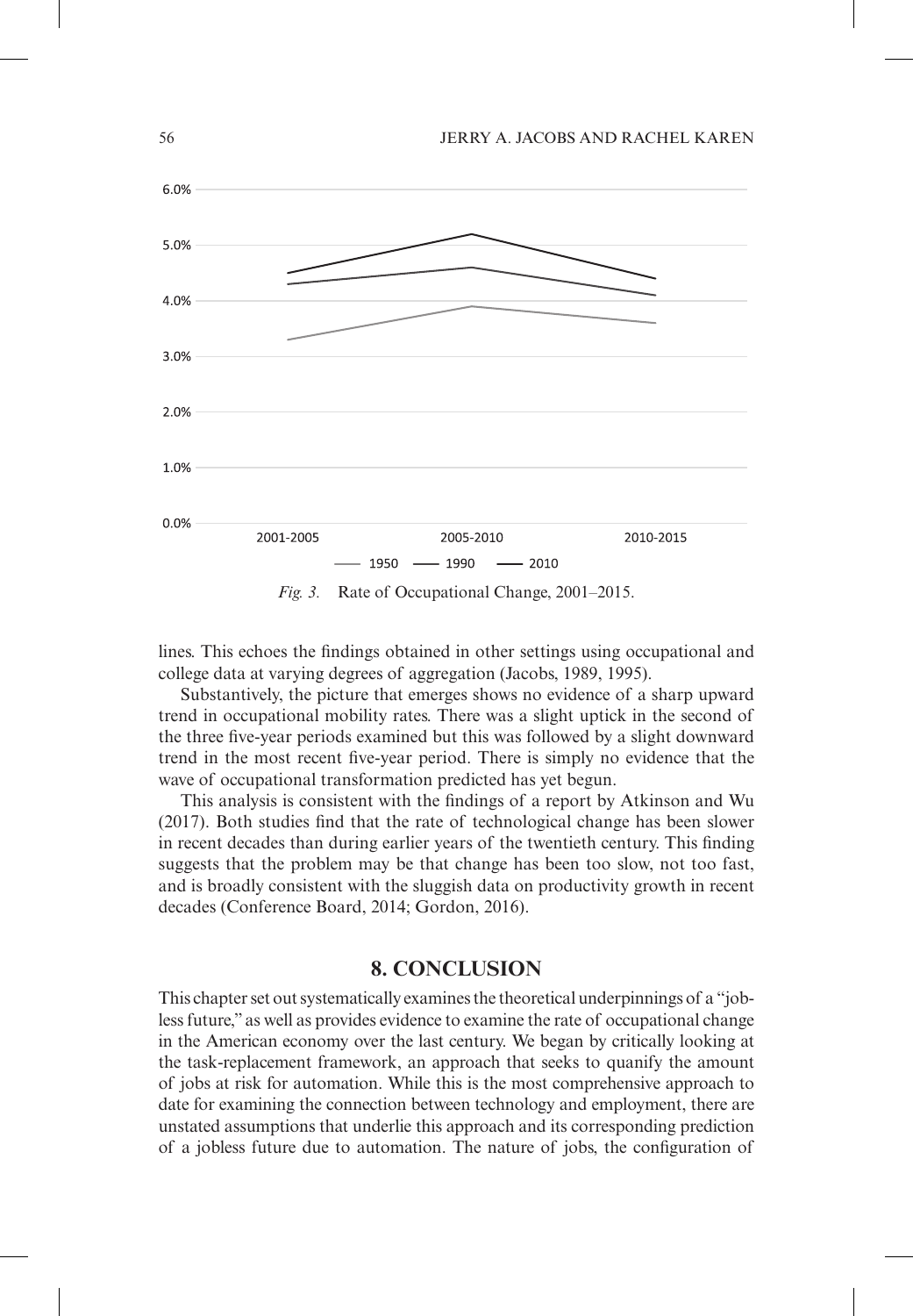*Fig. 3.* Rate of Occupational Change, 2001–2015.

lines. This echoes the findings obtained in other settings using occupational and college data at varying degrees of aggregation (Jacobs, 1989, 1995).

Substantively, the picture that emerges shows no evidence of a sharp upward trend in occupational mobility rates. There was a slight uptick in the second of the three five-year periods examined but this was followed by a slight downward trend in the most recent five-year period. There is simply no evidence that the wave of occupational transformation predicted has yet begun.

This analysis is consistent with the findings of a report by Atkinson and Wu (2017). Both studies find that the rate of technological change has been slower in recent decades than during earlier years of the twentieth century. This finding suggests that the problem may be that change has been too slow, not too fast, and is broadly consistent with the sluggish data on productivity growth in recent decades (Conference Board, 2014; Gordon, 2016).

## 8. CONCLUSION

This chapter set out systematically examines the theoretical underpinnings of a "jobless future," as well as provides evidence to examine the rate of occupational change in the American economy over the last century. We began by critically looking at the task-replacement framework, an approach that seeks to quanify the amount of jobs at risk for automation. While this is the most comprehensive approach to date for examining the connection between technology and employment, there are unstated assumptions that underlie this approach and its corresponding prediction of a jobless future due to automation. The nature of jobs, the configuration of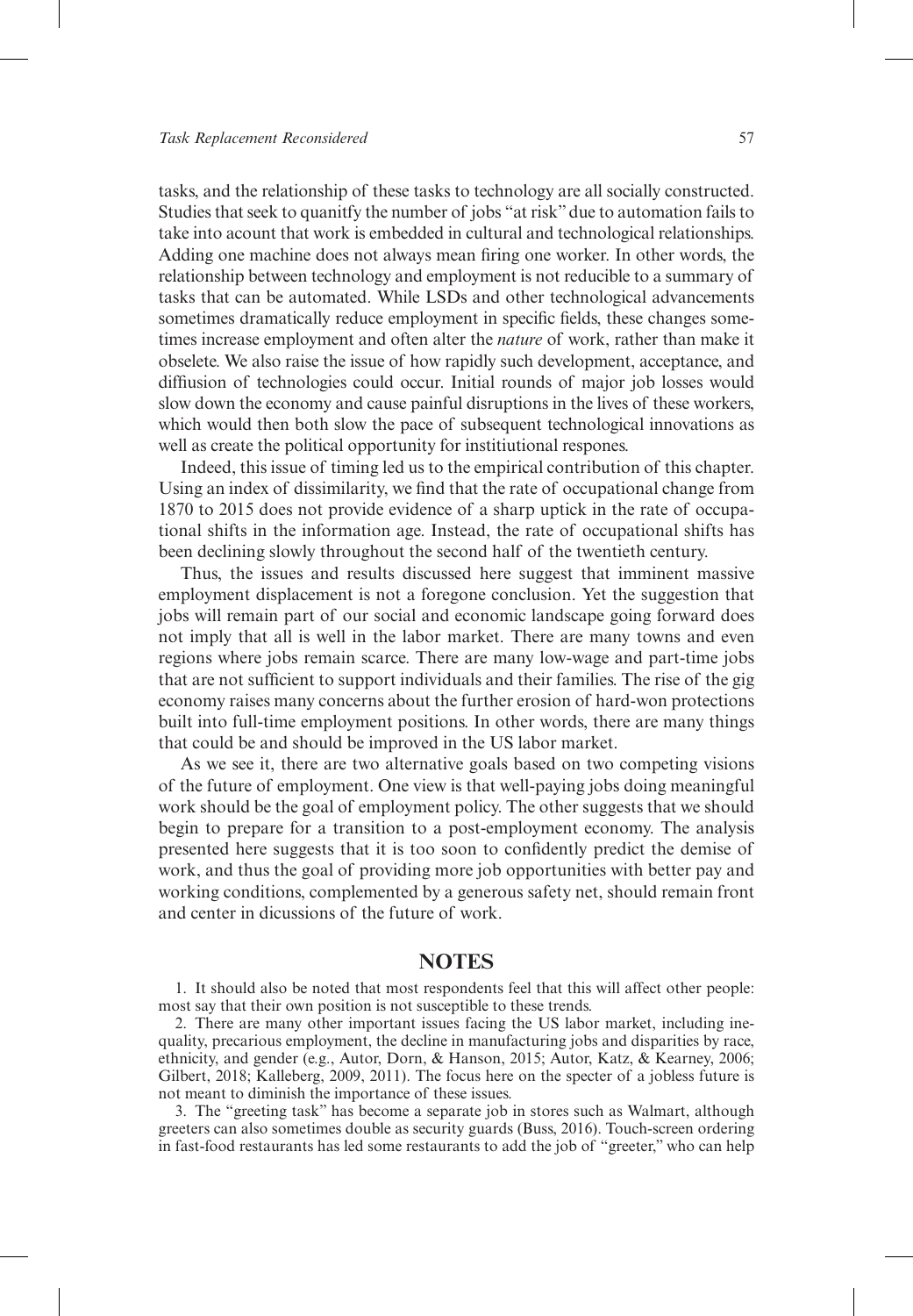tasks, and the relationship of these tasks to technology are all socially constructed. Studies that seek to quanitfy the number of jobs "at risk" due to automation fails to take into acount that work is embedded in cultural and technological relationships. Adding one machine does not always mean firing one worker. In other words, the relationship between technology and employment is not reducible to a summary of tasks that can be automated. While LSDs and other technological advancements sometimes dramatically reduce employment in specific fields, these changes sometimes increase employment and often alter the *nature* of work, rather than make it obselete. We also raise the issue of how rapidly such development, acceptance, and diffiusion of technologies could occur. Initial rounds of major job losses would slow down the economy and cause painful disruptions in the lives of these workers, which would then both slow the pace of subsequent technological innovations as well as create the political opportunity for institiutional respones.

Indeed, this issue of timing led us to the empirical contribution of this chapter. Using an index of dissimilarity, we find that the rate of occupational change from 1870 to 2015 does not provide evidence of a sharp uptick in the rate of occupational shifts in the information age. Instead, the rate of occupational shifts has been declining slowly throughout the second half of the twentieth century.

Thus, the issues and results discussed here suggest that imminent massive employment displacement is not a foregone conclusion. Yet the suggestion that jobs will remain part of our social and economic landscape going forward does not imply that all is well in the labor market. There are many towns and even regions where jobs remain scarce. There are many low-wage and part-time jobs that are not sufficient to support individuals and their families. The rise of the gig economy raises many concerns about the further erosion of hard-won protections built into full-time employment positions. In other words, there are many things that could be and should be improved in the US labor market.

As we see it, there are two alternative goals based on two competing visions of the future of employment. One view is that well-paying jobs doing meaningful work should be the goal of employment policy. The other suggests that we should begin to prepare for a transition to a post-employment economy. The analysis presented here suggests that it is too soon to confidently predict the demise of work, and thus the goal of providing more job opportunities with better pay and working conditions, complemented by a generous safety net, should remain front and center in dicussions of the future of work.

## NOTES

1. It should also be noted that most respondents feel that this will affect other people: most say that their own position is not susceptible to these trends.

2. There are many other important issues facing the US labor market, including inequality, precarious employment, the decline in manufacturing jobs and disparities by race, ethnicity, and gender (e.g., Autor, Dorn, & Hanson, 2015; Autor, Katz, & Kearney, 2006; Gilbert, 2018; Kalleberg, 2009, 2011). The focus here on the specter of a jobless future is not meant to diminish the importance of these issues.

3. The "greeting task" has become a separate job in stores such as Walmart, although greeters can also sometimes double as security guards (Buss, 2016). Touch-screen ordering in fast-food restaurants has led some restaurants to add the job of "greeter," who can help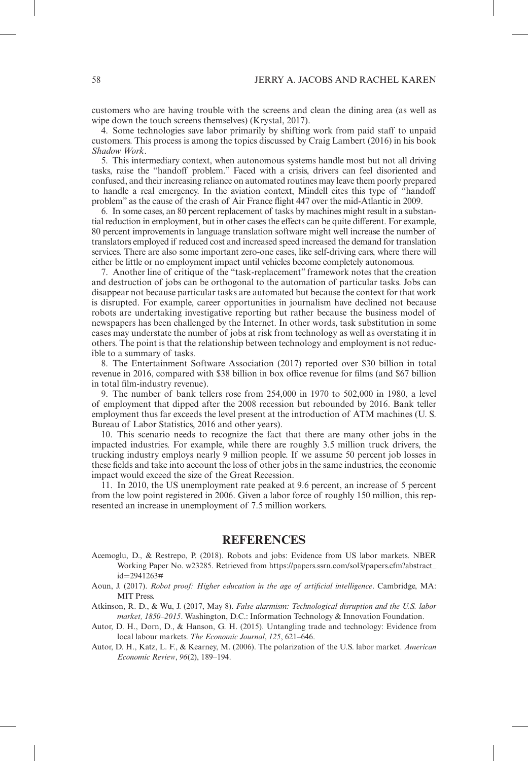customers who are having trouble with the screens and clean the dining area (as well as wipe down the touch screens themselves) (Krystal, 2017).

4. Some technologies save labor primarily by shifting work from paid staff to unpaid customers. This process is among the topics discussed by Craig Lambert (2016) in his book *Shadow Work*.

5. This intermediary context, when autonomous systems handle most but not all driving tasks, raise the "handoff problem." Faced with a crisis, drivers can feel disoriented and confused, and their increasing reliance on automated routines may leave them poorly prepared to handle a real emergency. In the aviation context, Mindell cites this type of "handoff problem" as the cause of the crash of Air France flight 447 over the mid-Atlantic in 2009.

6. In some cases, an 80 percent replacement of tasks by machines might result in a substantial reduction in employment, but in other cases the effects can be quite different. For example, 80 percent improvements in language translation software might well increase the number of translators employed if reduced cost and increased speed increased the demand for translation services. There are also some important zero-one cases, like self-driving cars, where there will either be little or no employment impact until vehicles become completely autonomous.

7. Another line of critique of the "task-replacement" framework notes that the creation and destruction of jobs can be orthogonal to the automation of particular tasks. Jobs can disappear not because particular tasks are automated but because the context for that work is disrupted. For example, career opportunities in journalism have declined not because robots are undertaking investigative reporting but rather because the business model of newspapers has been challenged by the Internet. In other words, task substitution in some cases may understate the number of jobs at risk from technology as well as overstating it in others. The point is that the relationship between technology and employment is not reducible to a summary of tasks.

8. The Entertainment Software Association (2017) reported over \$30 billion in total revenue in 2016, compared with \$38 billion in box office revenue for films (and \$67 billion in total film-industry revenue).

9. The number of bank tellers rose from 254,000 in 1970 to 502,000 in 1980, a level of employment that dipped after the 2008 recession but rebounded by 2016. Bank teller employment thus far exceeds the level present at the introduction of ATM machines (U. S. Bureau of Labor Statistics, 2016 and other years).

10. This scenario needs to recognize the fact that there are many other jobs in the impacted industries. For example, while there are roughly 3.5 million truck drivers, the trucking industry employs nearly 9 million people. If we assume 50 percent job losses in these fields and take into account the loss of other jobs in the same industries, the economic impact would exceed the size of the Great Recession.

11. In 2010, the US unemployment rate peaked at 9.6 percent, an increase of 5 percent from the low point registered in 2006. Given a labor force of roughly 150 million, this represented an increase in unemployment of 7.5 million workers.

## REFERENCES

Acemoglu, D., & Restrepo, P. (2018). Robots and jobs: Evidence from US labor markets. NBER Working Paper No. w23285. Retrieved from https://papers.ssrn.com/sol3/papers.cfm?abstract_id=2941263#

Aoun, J. (2017). *Robot proof: Higher education in the age of artificial intelligence*. Cambridge, MA: MIT Press.

Atkinson, R. D., & Wu, J. (2017, May 8). *False alarmism: Technological disruption and the U.S. labor market, 1850–2015*. Washington, D.C.: Information Technology & Innovation Foundation.

Autor, D. H., Dorn, D., & Hanson, G. H. (2015). Untangling trade and technology: Evidence from local labour markets. *The Economic Journal*, *125*, 621–646.

Autor, D. H., Katz, L. F., & Kearney, M. (2006). The polarization of the U.S. labor market. *American Economic Review*, *96*(2), 189–194.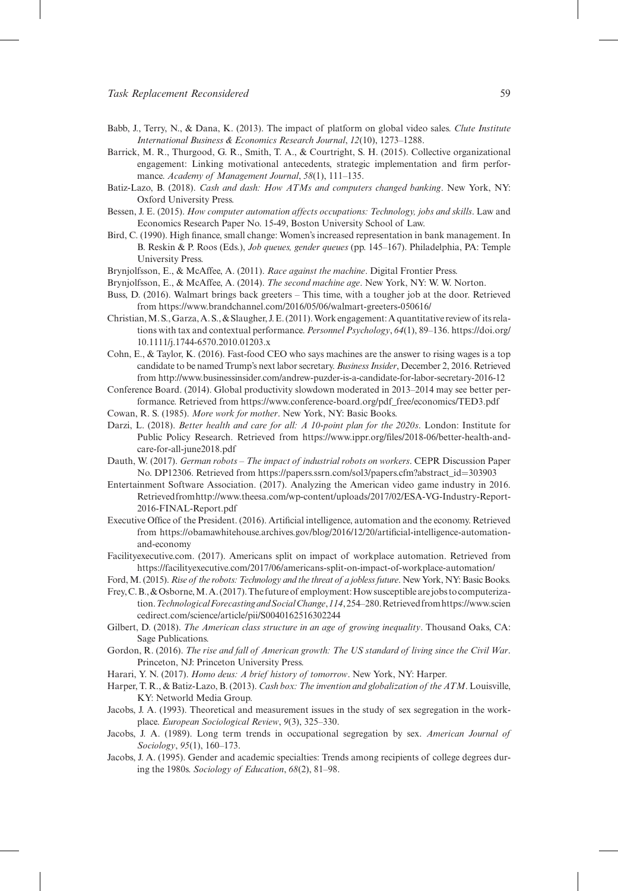Babb, J., Terry, N., & Dana, K. (2013). The impact of platform on global video sales. *Clute Institute International Business & Economics Research Journal*, *12*(10), 1273–1288.

Barrick, M. R., Thurgood, G. R., Smith, T. A., & Courtright, S. H. (2015). Collective organizational engagement: Linking motivational antecedents, strategic implementation and firm performance. *Academy of Management Journal*, *58*(1), 111–135.

Batiz-Lazo, B. (2018). *Cash and dash: How ATMs and computers changed banking*. New York, NY: Oxford University Press.

Bessen, J. E. (2015). *How computer automation affects occupations: Technology, jobs and skills*. Law and Economics Research Paper No. 15-49, Boston University School of Law.

Bird, C. (1990). High finance, small change: Women's increased representation in bank management. In B. Reskin & P. Roos (Eds.), *Job queues, gender queues* (pp. 145–167). Philadelphia, PA: Temple University Press.

Brynjolfsson, E., & McAffee, A. (2011). *Race against the machine*. Digital Frontier Press.

Brynjolfsson, E., & McAffee, A. (2014). *The second machine age*. New York, NY: W. W. Norton.

Buss, D. (2016). Walmart brings back greeters – This time, with a tougher job at the door. Retrieved from https://www.brandchannel.com/2016/05/06/walmart-greeters-050616/

Christian, M. S., Garza, A. S., & Slaugher, J. E. (2011). Work engagement: A quantitative review of its relations with tax and contextual performance. *Personnel Psychology*, *64*(1), 89–136. https://doi.org/10.1111/j.1744-6570.2010.01203.x

Cohn, E., & Taylor, K. (2016). Fast-food CEO who says machines are the answer to rising wages is a top candidate to be named Trump's next labor secretary. *Business Insider*, December 2, 2016. Retrieved from http://www.businessinsider.com/andrew-puzder-is-a-candidate-for-labor-secretary-2016-12

Conference Board. (2014). Global productivity slowdown moderated in 2013–2014 may see better performance. Retrieved from https://www.conference-board.org/pdf_free/economics/TED3.pdf

Cowan, R. S. (1985). *More work for mother*. New York, NY: Basic Books.

Darzi, L. (2018). *Better health and care for all: A 10-point plan for the 2020s*. London: Institute for Public Policy Research. Retrieved from https://www.ippr.org/files/2018-06/better-health-and-care-for-all-june2018.pdf

Dauth, W. (2017). *German robots – The impact of industrial robots on workers*. CEPR Discussion Paper No. DP12306. Retrieved from https://papers.ssrn.com/sol3/papers.cfm?abstract_id=303903

Entertainment Software Association. (2017). Analyzing the American video game industry in 2016. Retrieved from http://www.theesa.com/wp-content/uploads/2017/02/ESA-VG-Industry-Report-2016-FINAL-Report.pdf

Executive Office of the President. (2016). Artificial intelligence, automation and the economy. Retrieved from https://obamawhitehouse.archives.gov/blog/2016/12/20/artificial-intelligence-automation-and-economy

Facilityexecutive.com. (2017). Americans split on impact of workplace automation. Retrieved from https://facilityexecutive.com/2017/06/americans-split-on-impact-of-workplace-automation/

Ford, M. (2015). *Rise of the robots: Technology and the threat of a jobless future*. New York, NY: Basic Books.

Frey, C. B., & Osborne, M. A. (2017). The future of employment: How susceptible are jobs to computerization. *Technological Forecasting and Social Change*, *114*, 254–280. Retrieved from https://www.sciencedirect.com/science/article/pii/S0040162516302244

Gilbert, D. (2018). *The American class structure in an age of growing inequality*. Thousand Oaks, CA: Sage Publications.

Gordon, R. (2016). *The rise and fall of American growth: The US standard of living since the Civil War*. Princeton, NJ: Princeton University Press.

Harari, Y. N. (2017). *Homo deus: A brief history of tomorrow*. New York, NY: Harper.

Harper, T. R., & Batiz-Lazo, B. (2013). *Cash box: The invention and globalization of the ATM*. Louisville, KY: Networld Media Group.

Jacobs, J. A. (1993). Theoretical and measurement issues in the study of sex segregation in the workplace. *European Sociological Review*, *9*(3), 325–330.

Jacobs, J. A. (1989). Long term trends in occupational segregation by sex. *American Journal of Sociology*, *95*(1), 160–173.

Jacobs, J. A. (1995). Gender and academic specialties: Trends among recipients of college degrees during the 1980s. *Sociology of Education*, *68*(2), 81–98.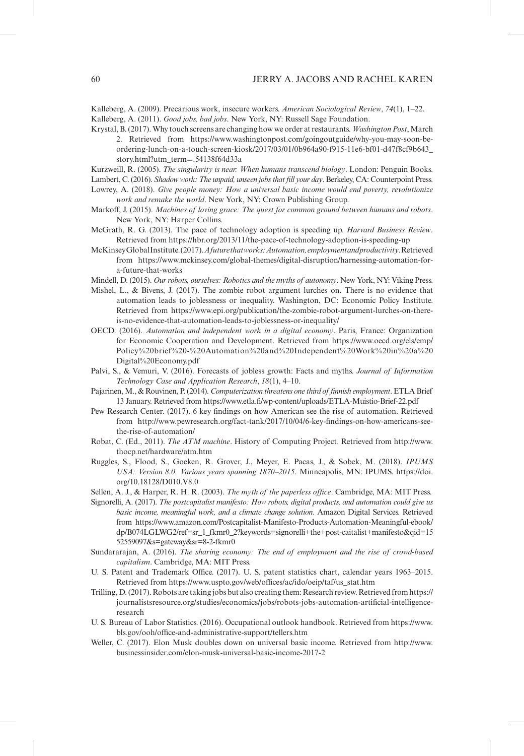Kalleberg, A. (2009). Precarious work, insecure workers. *American Sociological Review*, *74*(1), 1–22.

Kalleberg, A. (2011). *Good jobs, bad jobs*. New York, NY: Russell Sage Foundation.

Krystal, B. (2017). Why touch screens are changing how we order at restaurants. *Washington Post*, March 2. Retrieved from https://www.washingtonpost.com/goingoutguide/why-you-may-soon-be-ordering-lunch-on-a-touch-screen-kiosk/2017/03/01/0b964a90-f915-11e6-bf01-d47f8cf9b643_story.html?utm_term=.54138f64d33a

Kurzweill, R. (2005). *The singularity is near: When humans transcend biology*. London: Penguin Books.

Lambert, C. (2016). *Shadow work: The unpaid, unseen jobs that fill your day*. Berkeley, CA: Counterpoint Press.

Lowrey, A. (2018). *Give people money: How a universal basic income would end poverty, revolutionize work and remake the world*. New York, NY: Crown Publishing Group.

Markoff, J. (2015). *Machines of loving grace: The quest for common ground between humans and robots*. New York, NY: Harper Collins.

McGrath, R. G. (2013). The pace of technology adoption is speeding up. *Harvard Business Review*. Retrieved from https://hbr.org/2013/11/the-pace-of-technology-adoption-is-speeding-up

McKinsey Global Institute. (2017). *A future that works: Automation, employment and productivity*. Retrieved from https://www.mckinsey.com/global-themes/digital-disruption/harnessing-automation-for-a-future-that-works

Mindell, D. (2015). *Our robots, ourselves: Robotics and the myths of autonomy*. New York, NY: Viking Press.

Mishel, L., & Bivens, J. (2017). The zombie robot argument lurches on. There is no evidence that automation leads to joblessness or inequality. Washington, DC: Economic Policy Institute. Retrieved from https://www.epi.org/publication/the-zombie-robot-argument-lurches-on-there-is-no-evidence-that-automation-leads-to-joblessness-or-inequality/

OECD. (2016). *Automation and independent work in a digital economy*. Paris, France: Organization for Economic Cooperation and Development. Retrieved from https://www.oecd.org/els/emp/Policy%20brief%20-%20Automation%20and%20Independent%20Work%20in%20a%20Digital%20Economy.pdf

Palvi, S., & Vemuri, V. (2016). Forecasts of jobless growth: Facts and myths. *Journal of Information Technology Case and Application Research*, *18*(1), 4–10.

Pajarinen, M., & Rouvinen, P. (2014). *Computerization threatens one third of finnish employment*. ETLA Brief 13 January. Retrieved from https://www.etla.fi/wp-content/uploads/ETLA-Muistio-Brief-22.pdf

Pew Research Center. (2017). 6 key findings on how American see the rise of automation. Retrieved from http://www.pewresearch.org/fact-tank/2017/10/04/6-key-findings-on-how-americans-see-the-rise-of-automation/

Robat, C. (Ed., 2011). *The ATM machine*. History of Computing Project. Retrieved from http://www.thocp.net/hardware/atm.htm

Ruggles, S., Flood, S., Goeken, R. Grover, J., Meyer, E. Pacas, J., & Sobek, M. (2018). *IPUMS USA: Version 8.0. Various years spanning 1870–2015*. Minneapolis, MN: IPUMS. https://doi.org/10.18128/D010.V8.0

Sellen, A. J., & Harper, R. H. R. (2003). *The myth of the paperless office*. Cambridge, MA: MIT Press.

Signorelli, A. (2017). *The postcapitalist manifesto: How robots, digital products, and automation could give us basic income, meaningful work, and a climate change solution*. Amazon Digital Services. Retrieved from https://www.amazon.com/Postcapitalist-Manifesto-Products-Automation-Meaningful-ebook/dp/B074LGLWG2/ref=sr_1_fkmr0_2?keywords=signorelli+the+post-caitalist+manifesto&qid=1552559097&s=gateway&sr=8-2-fkmr0

Sundararajan, A. (2016). *The sharing economy: The end of employment and the rise of crowd-based capitalism*. Cambridge, MA: MIT Press.

U. S. Patent and Trademark Office. (2017). U. S. patent statistics chart, calendar years 1963–2015. Retrieved from https://www.uspto.gov/web/offices/ac/ido/oeip/taf/us_stat.htm

Trilling, D. (2017). Robots are taking jobs but also creating them: Research review. Retrieved from https://journalistsresource.org/studies/economics/jobs/robots-jobs-automation-artificial-intelligence-research

U. S. Bureau of Labor Statistics. (2016). Occupational outlook handbook. Retrieved from https://www.bls.gov/ooh/office-and-administrative-support/tellers.htm

Weller, C. (2017). Elon Musk doubles down on universal basic income. Retrieved from http://www.businessinsider.com/elon-musk-universal-basic-income-2017-2